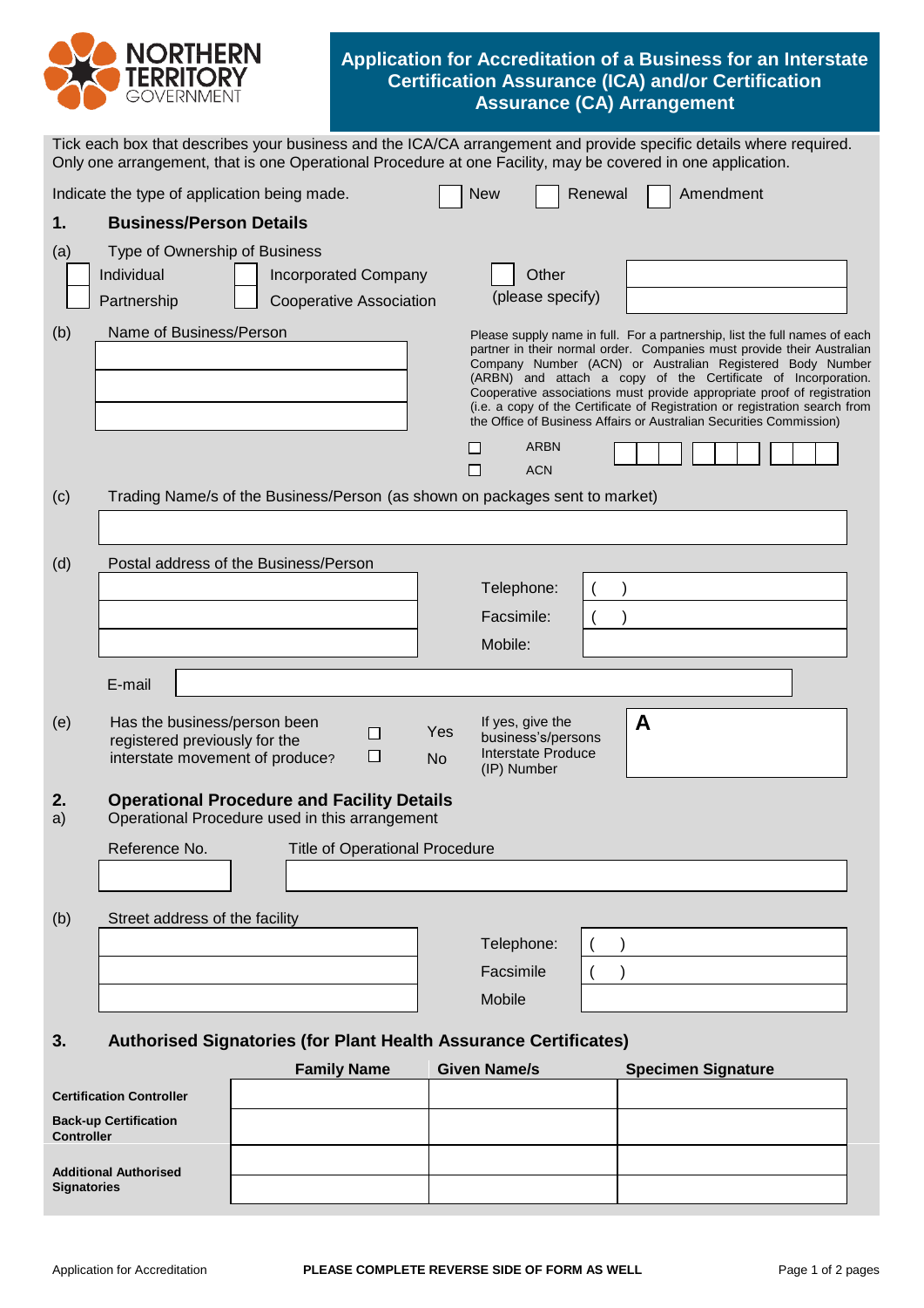NORTHERN TERRITORY GOVERNMENT

# Application for Accreditation of a Business for an Interstate Certification Assurance (ICA) and/or Certification Assurance (CA) Arrangement

Tick each box that describes your business and the ICA/CA arrangement and provide specific details where required. Only one arrangement, that is one Operational Procedure at one Facility, may be covered in one application.

Indicate the type of application being made. ☐ New ☐ Renewal ☐ Amendment

## 1. Business/Person Details

(a) Type of Ownership of Business

☐ Individual ☐ Incorporated Company ☐ Other (please specify) \_\_\_\_\_\_\_\_\_\_

☐ Partnership ☐ Cooperative Association

(b) Name of Business/Person

\_\_\_\_\_\_\_\_\_\_

\_\_\_\_\_\_\_\_\_\_

\_\_\_\_\_\_\_\_\_\_

Please supply name in full. For a partnership, list the full names of each partner in their normal order. Companies must provide their Australian Company Number (ACN) or Australian Registered Body Number (ARBN) and attach a copy of the Certificate of Incorporation. Cooperative associations must provide appropriate proof of registration (i.e. a copy of the Certificate of Registration or registration search from the Office of Business Affairs or Australian Securities Commission)

☐ ARBN ☐ ACN \_\_\_ \_\_\_ \_\_\_

(c) Trading Name/s of the Business/Person (as shown on packages sent to market)

\_\_\_\_\_\_\_\_\_\_

(d) Postal address of the Business/Person

\_\_\_\_\_\_\_\_\_\_

\_\_\_\_\_\_\_\_\_\_

\_\_\_\_\_\_\_\_\_\_

Telephone: ( )

Facsimile: ( )

Mobile:

E-mail \_\_\_\_\_\_\_\_\_\_

(e) Has the business/person been registered previously for the interstate movement of produce? ☐ Yes ☐ No

If yes, give the business's/persons Interstate Produce (IP) Number **A** \_\_\_\_\_\_\_\_\_\_

## 2. Operational Procedure and Facility Details

a) Operational Procedure used in this arrangement

| Reference No. | Title of Operational Procedure |
|---|---|
| | |

(b) Street address of the facility

\_\_\_\_\_\_\_\_\_\_

\_\_\_\_\_\_\_\_\_\_

\_\_\_\_\_\_\_\_\_\_

Telephone: ( )

Facsimile ( )

Mobile

## 3. Authorised Signatories (for Plant Health Assurance Certificates)

| | Family Name | Given Name/s | Specimen Signature |
|---|---|---|---|
| **Certification Controller** | | | |
| **Back-up Certification Controller** | | | |
| **Additional Authorised Signatories** | | | |
| | | | |

Application for Accreditation

**PLEASE COMPLETE REVERSE SIDE OF FORM AS WELL**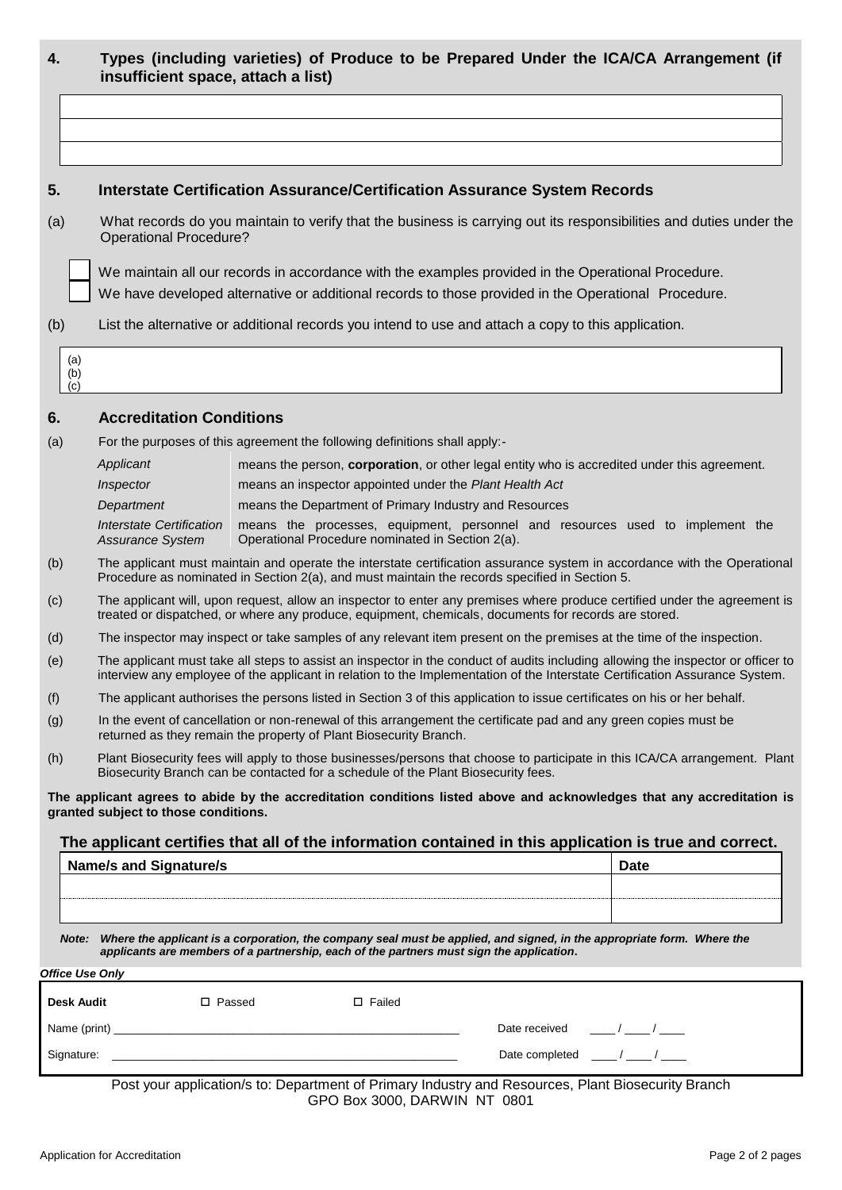## 4. Types (including varieties) of Produce to be Prepared Under the ICA/CA Arrangement (if insufficient space, attach a list)

| |
|---|
| |
| |
| |

## 5. Interstate Certification Assurance/Certification Assurance System Records

(a) What records do you maintain to verify that the business is carrying out its responsibilities and duties under the Operational Procedure?

☐ We maintain all our records in accordance with the examples provided in the Operational Procedure.

☐ We have developed alternative or additional records to those provided in the Operational Procedure.

(b) List the alternative or additional records you intend to use and attach a copy to this application.

(a)
(b)
(c)

## 6. Accreditation Conditions

(a) For the purposes of this agreement the following definitions shall apply:-

| | |
|---|---|
| *Applicant* | means the person, **corporation**, or other legal entity who is accredited under this agreement. |
| *Inspector* | means an inspector appointed under the *Plant Health Act* |
| *Department* | means the Department of Primary Industry and Resources |
| *Interstate Certification Assurance System* | means the processes, equipment, personnel and resources used to implement the Operational Procedure nominated in Section 2(a). |

(b) The applicant must maintain and operate the interstate certification assurance system in accordance with the Operational Procedure as nominated in Section 2(a), and must maintain the records specified in Section 5.

(c) The applicant will, upon request, allow an inspector to enter any premises where produce certified under the agreement is treated or dispatched, or where any produce, equipment, chemicals, documents for records are stored.

(d) The inspector may inspect or take samples of any relevant item present on the premises at the time of the inspection.

(e) The applicant must take all steps to assist an inspector in the conduct of audits including allowing the inspector or officer to interview any employee of the applicant in relation to the Implementation of the Interstate Certification Assurance System.

(f) The applicant authorises the persons listed in Section 3 of this application to issue certificates on his or her behalf.

(g) In the event of cancellation or non-renewal of this arrangement the certificate pad and any green copies must be returned as they remain the property of Plant Biosecurity Branch.

(h) Plant Biosecurity fees will apply to those businesses/persons that choose to participate in this ICA/CA arrangement. Plant Biosecurity Branch can be contacted for a schedule of the Plant Biosecurity fees.

**The applicant agrees to abide by the accreditation conditions listed above and acknowledges that any accreditation is granted subject to those conditions.**

### The applicant certifies that all of the information contained in this application is true and correct.

| Name/s and Signature/s | Date |
|---|---|
| | |
| | |

***Note:** Where the applicant is a corporation, the company seal must be applied, and signed, in the appropriate form. Where the applicants are members of a partnership, each of the partners must sign the application.*

***Office Use Only***

**Desk Audit** ☐ Passed ☐ Failed

Name (print) \_\_\_\_\_\_\_\_\_\_\_\_\_\_\_\_\_\_\_\_ Date received \_\_\_\_ / \_\_\_\_ / \_\_\_\_

Signature: \_\_\_\_\_\_\_\_\_\_\_\_\_\_\_\_\_\_\_\_ Date completed \_\_\_\_ / \_\_\_\_ / \_\_\_\_

Post your application/s to: Department of Primary Industry and Resources, Plant Biosecurity Branch
GPO Box 3000, DARWIN NT 0801